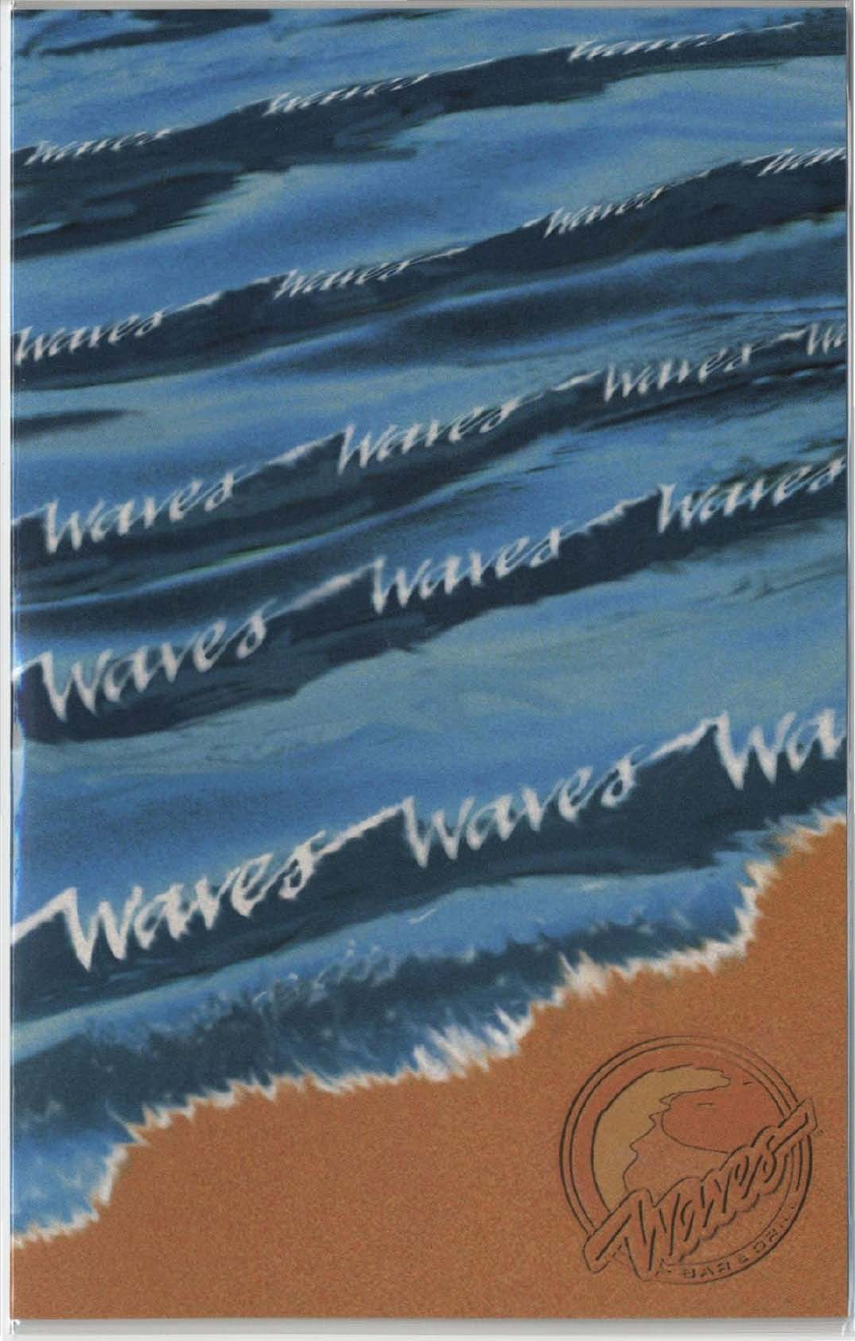# Waves

Bar & Grill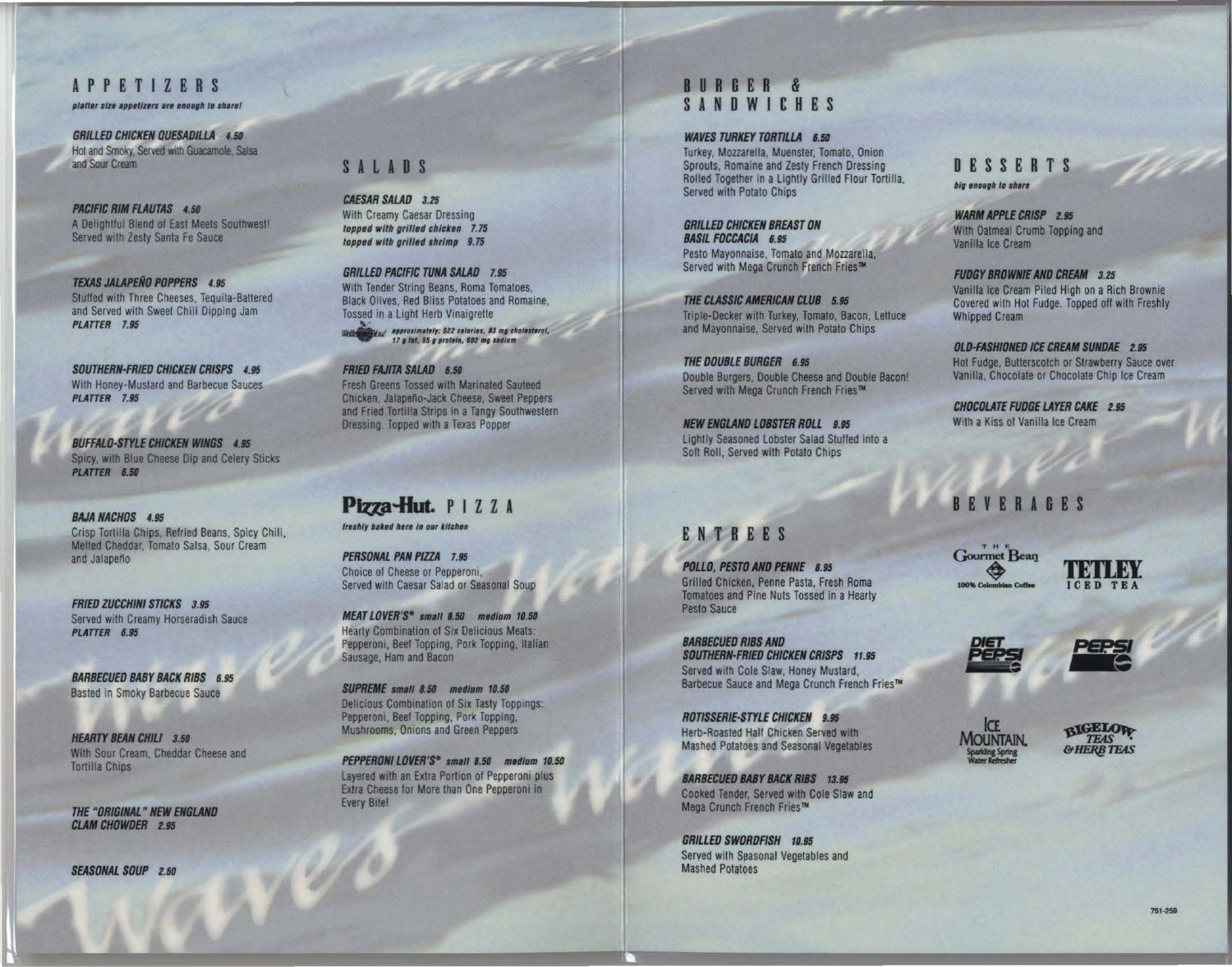## APPETIZERS

***platter size appetizers are enough to share!***

***GRILLED CHICKEN QUESADILLA 4.50***
Hot and Smoky, Served with Guacamole, Salsa and Sour Cream

***PACIFIC RIM FLAUTAS 4.50***
A Delightful Blend of East Meets Southwest! Served with Zesty Santa Fe Sauce

***TEXAS JALAPEÑO POPPERS 4.95***
Stuffed with Three Cheeses, Tequila-Battered and Served with Sweet Chili Dipping Jam
***PLATTER 7.95***

***SOUTHERN-FRIED CHICKEN CRISPS 4.95***
With Honey-Mustard and Barbecue Sauces
***PLATTER 7.95***

***BUFFALO-STYLE CHICKEN WINGS 4.95***
Spicy, with Blue Cheese Dip and Celery Sticks
***PLATTER 6.50***

***BAJA NACHOS 4.95***
Crisp Tortilla Chips, Refried Beans, Spicy Chili, Melted Cheddar, Tomato Salsa, Sour Cream and Jalapeño

***FRIED ZUCCHINI STICKS 3.95***
Served with Creamy Horseradish Sauce
***PLATTER 6.95***

***BARBECUED BABY BACK RIBS 6.95***
Basted in Smoky Barbecue Sauce

***HEARTY BEAN CHILI 3.50***
With Sour Cream, Cheddar Cheese and Tortilla Chips

***THE "ORIGINAL" NEW ENGLAND CLAM CHOWDER 2.95***

***SEASONAL SOUP 2.50***

## SALADS

***CAESAR SALAD 3.25***
With Creamy Caesar Dressing
***topped with grilled chicken 7.75***
***topped with grilled shrimp 9.75***

***GRILLED PACIFIC TUNA SALAD 7.95***
With Tender String Beans, Roma Tomatoes, Black Olives, Red Bliss Potatoes and Romaine, Tossed in a Light Herb Vinaigrette
***approximately: 522 calories, 83 mg cholesterol, 17 g fat, 55 g protein, 602 mg sodium***

***FRIED FAJITA SALAD 6.50***
Fresh Greens Tossed with Marinated Sauteed Chicken, Jalapeño-Jack Cheese, Sweet Peppers and Fried Tortilla Strips in a Tangy Southwestern Dressing. Topped with a Texas Popper

## Pizza Hut. PIZZA

***freshly baked here in our kitchen***

***PERSONAL PAN PIZZA 7.95***
Choice of Cheese or Pepperoni, Served with Caesar Salad or Seasonal Soup

***MEAT LOVER'S® small 8.50 medium 10.50***
Hearty Combination of Six Delicious Meats: Pepperoni, Beef Topping, Pork Topping, Italian Sausage, Ham and Bacon

***SUPREME small 8.50 medium 10.50***
Delicious Combination of Six Tasty Toppings: Pepperoni, Beef Topping, Pork Topping, Mushrooms, Onions and Green Peppers

***PEPPERONI LOVER'S® small 8.50 medium 10.50***
Layered with an Extra Portion of Pepperoni plus Extra Cheese for More than One Pepperoni in Every Bite!

## BURGER & SANDWICHES

***WAVES TURKEY TORTILLA 6.50***
Turkey, Mozzarella, Muenster, Tomato, Onion Sprouts, Romaine and Zesty French Dressing Rolled Together in a Lightly Grilled Flour Tortilla, Served with Potato Chips

***GRILLED CHICKEN BREAST ON BASIL FOCCACIA 6.95***
Pesto Mayonnaise, Tomato and Mozzarella, Served with Mega Crunch French Fries™

***THE CLASSIC AMERICAN CLUB 5.95***
Triple-Decker with Turkey, Tomato, Bacon, Lettuce and Mayonnaise, Served with Potato Chips

***THE DOUBLE BURGER 6.95***
Double Burgers, Double Cheese and Double Bacon! Served with Mega Crunch French Fries™

***NEW ENGLAND LOBSTER ROLL 9.95***
Lightly Seasoned Lobster Salad Stuffed into a Soft Roll, Served with Potato Chips

## ENTREES

***POLLO, PESTO AND PENNE 8.95***
Grilled Chicken, Penne Pasta, Fresh Roma Tomatoes and Pine Nuts Tossed in a Hearty Pesto Sauce

***BARBECUED RIBS AND SOUTHERN-FRIED CHICKEN CRISPS 11.95***
Served with Cole Slaw, Honey Mustard, Barbecue Sauce and Mega Crunch French Fries™

***ROTISSERIE-STYLE CHICKEN 9.95***
Herb-Roasted Half Chicken Served with Mashed Potatoes and Seasonal Vegetables

***BARBECUED BABY BACK RIBS 13.95***
Cooked Tender, Served with Cole Slaw and Mega Crunch French Fries™

***GRILLED SWORDFISH 10.95***
Served with Seasonal Vegetables and Mashed Potatoes

## DESSERTS

***big enough to share***

***WARM APPLE CRISP 2.95***
With Oatmeal Crumb Topping and Vanilla Ice Cream

***FUDGY BROWNIE AND CREAM 3.25***
Vanilla Ice Cream Piled High on a Rich Brownie Covered with Hot Fudge. Topped off with Freshly Whipped Cream

***OLD-FASHIONED ICE CREAM SUNDAE 2.95***
Hot Fudge, Butterscotch or Strawberry Sauce over Vanilla, Chocolate or Chocolate Chip Ice Cream

***CHOCOLATE FUDGE LAYER CAKE 2.95***
With a Kiss of Vanilla Ice Cream

## BEVERAGES

The Gourmet Bean — 100% Colombian Coffee

TETLEY ICED TEA

DIET PEPSI

PEPSI

ICE MOUNTAIN Sparkling Spring Water Refresher

BIGELOW TEAS & HERB TEAS

751-259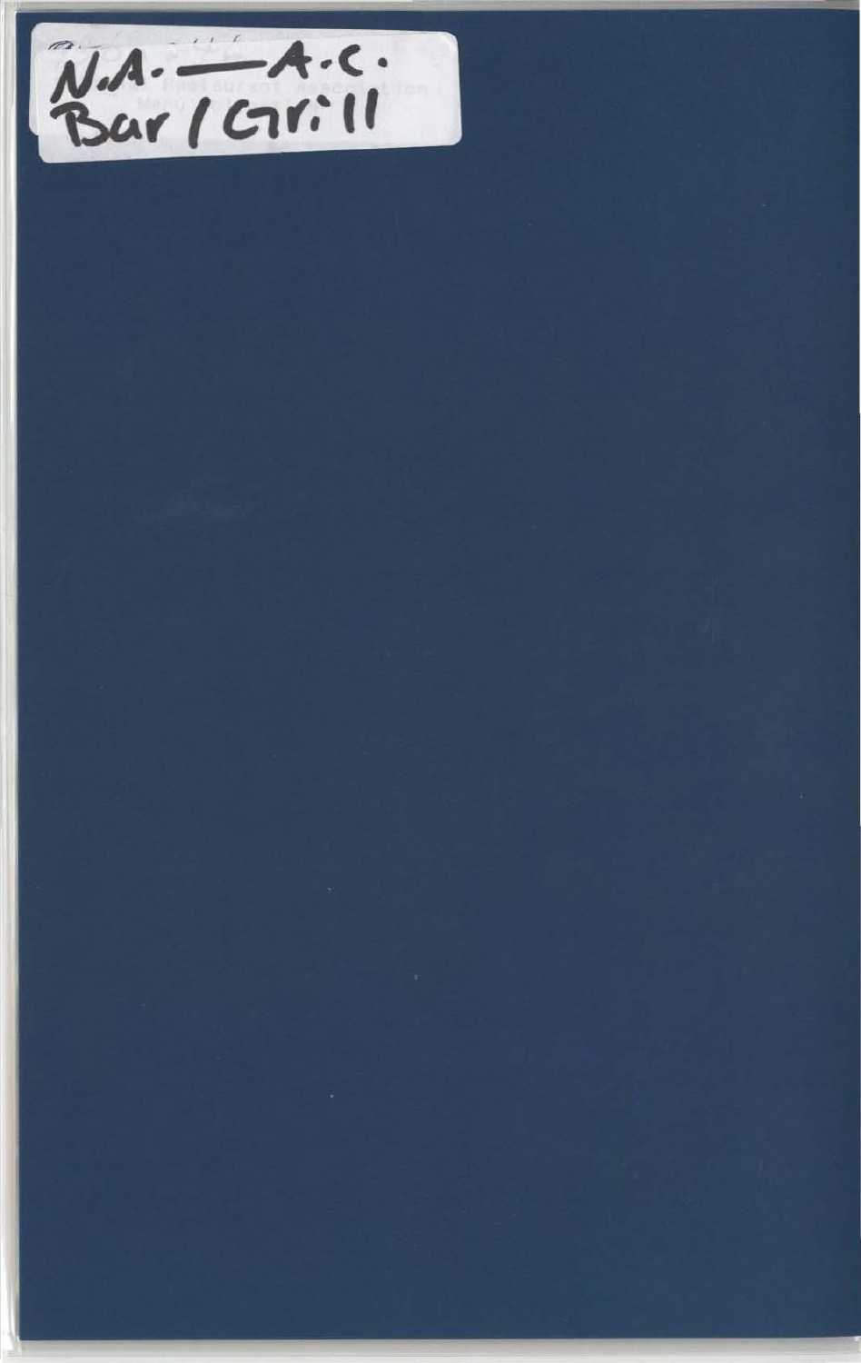N.A. — A.C.
Bar / Grill